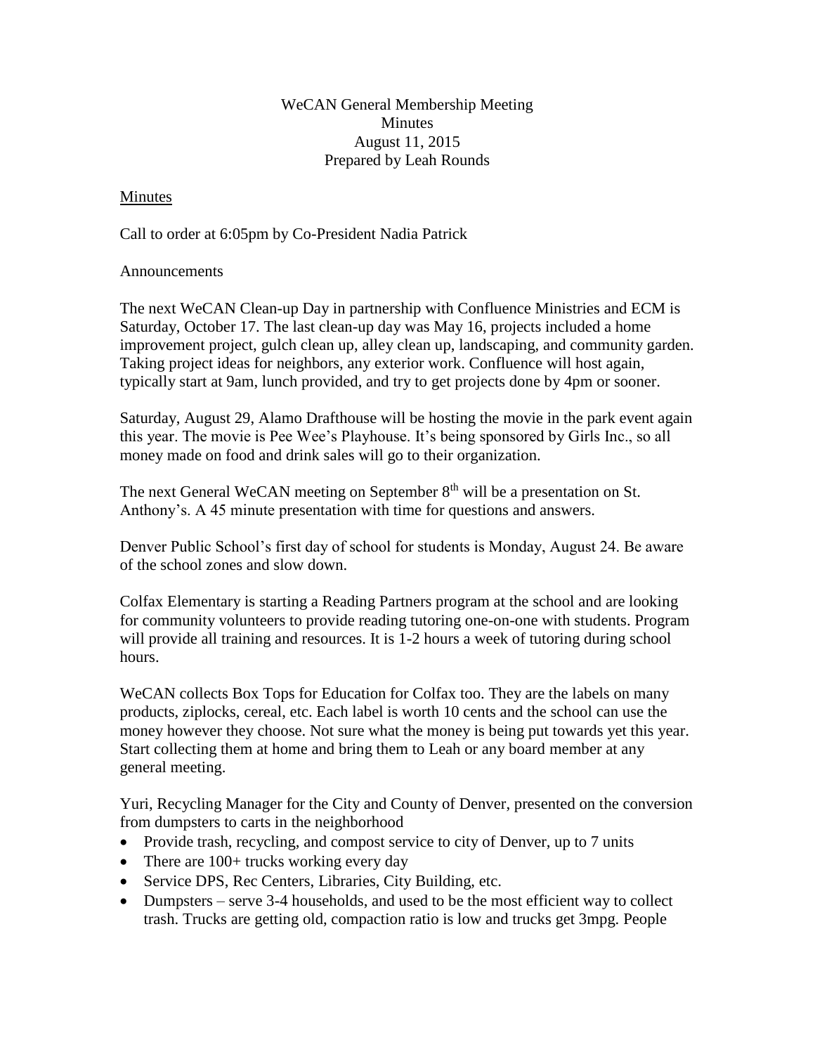WeCAN General Membership Meeting
Minutes
August 11, 2015
Prepared by Leah Rounds

Minutes

Call to order at 6:05pm by Co-President Nadia Patrick

Announcements

The next WeCAN Clean-up Day in partnership with Confluence Ministries and ECM is Saturday, October 17. The last clean-up day was May 16, projects included a home improvement project, gulch clean up, alley clean up, landscaping, and community garden. Taking project ideas for neighbors, any exterior work. Confluence will host again, typically start at 9am, lunch provided, and try to get projects done by 4pm or sooner.

Saturday, August 29, Alamo Drafthouse will be hosting the movie in the park event again this year. The movie is Pee Wee's Playhouse. It's being sponsored by Girls Inc., so all money made on food and drink sales will go to their organization.

The next General WeCAN meeting on September 8th will be a presentation on St. Anthony's. A 45 minute presentation with time for questions and answers.

Denver Public School's first day of school for students is Monday, August 24. Be aware of the school zones and slow down.

Colfax Elementary is starting a Reading Partners program at the school and are looking for community volunteers to provide reading tutoring one-on-one with students. Program will provide all training and resources. It is 1-2 hours a week of tutoring during school hours.

WeCAN collects Box Tops for Education for Colfax too. They are the labels on many products, ziplocks, cereal, etc. Each label is worth 10 cents and the school can use the money however they choose. Not sure what the money is being put towards yet this year. Start collecting them at home and bring them to Leah or any board member at any general meeting.

Yuri, Recycling Manager for the City and County of Denver, presented on the conversion from dumpsters to carts in the neighborhood

- Provide trash, recycling, and compost service to city of Denver, up to 7 units
- There are 100+ trucks working every day
- Service DPS, Rec Centers, Libraries, City Building, etc.
- Dumpsters – serve 3-4 households, and used to be the most efficient way to collect trash. Trucks are getting old, compaction ratio is low and trucks get 3mpg. People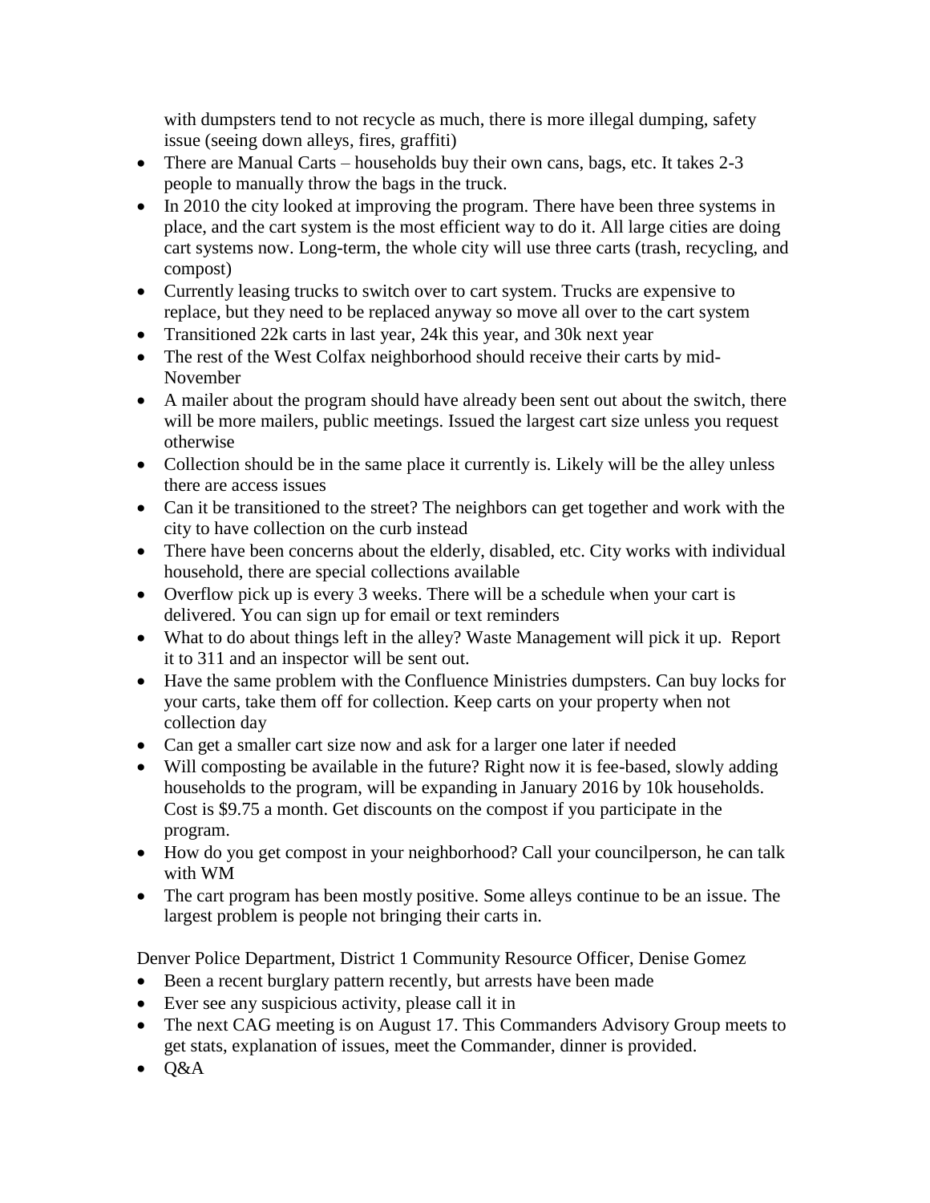with dumpsters tend to not recycle as much, there is more illegal dumping, safety issue (seeing down alleys, fires, graffiti)

- There are Manual Carts – households buy their own cans, bags, etc. It takes 2-3 people to manually throw the bags in the truck.
- In 2010 the city looked at improving the program. There have been three systems in place, and the cart system is the most efficient way to do it. All large cities are doing cart systems now. Long-term, the whole city will use three carts (trash, recycling, and compost)
- Currently leasing trucks to switch over to cart system. Trucks are expensive to replace, but they need to be replaced anyway so move all over to the cart system
- Transitioned 22k carts in last year, 24k this year, and 30k next year
- The rest of the West Colfax neighborhood should receive their carts by mid-November
- A mailer about the program should have already been sent out about the switch, there will be more mailers, public meetings. Issued the largest cart size unless you request otherwise
- Collection should be in the same place it currently is. Likely will be the alley unless there are access issues
- Can it be transitioned to the street? The neighbors can get together and work with the city to have collection on the curb instead
- There have been concerns about the elderly, disabled, etc. City works with individual household, there are special collections available
- Overflow pick up is every 3 weeks. There will be a schedule when your cart is delivered. You can sign up for email or text reminders
- What to do about things left in the alley? Waste Management will pick it up. Report it to 311 and an inspector will be sent out.
- Have the same problem with the Confluence Ministries dumpsters. Can buy locks for your carts, take them off for collection. Keep carts on your property when not collection day
- Can get a smaller cart size now and ask for a larger one later if needed
- Will composting be available in the future? Right now it is fee-based, slowly adding households to the program, will be expanding in January 2016 by 10k households. Cost is $9.75 a month. Get discounts on the compost if you participate in the program.
- How do you get compost in your neighborhood? Call your councilperson, he can talk with WM
- The cart program has been mostly positive. Some alleys continue to be an issue. The largest problem is people not bringing their carts in.

Denver Police Department, District 1 Community Resource Officer, Denise Gomez

- Been a recent burglary pattern recently, but arrests have been made
- Ever see any suspicious activity, please call it in
- The next CAG meeting is on August 17. This Commanders Advisory Group meets to get stats, explanation of issues, meet the Commander, dinner is provided.
- Q&A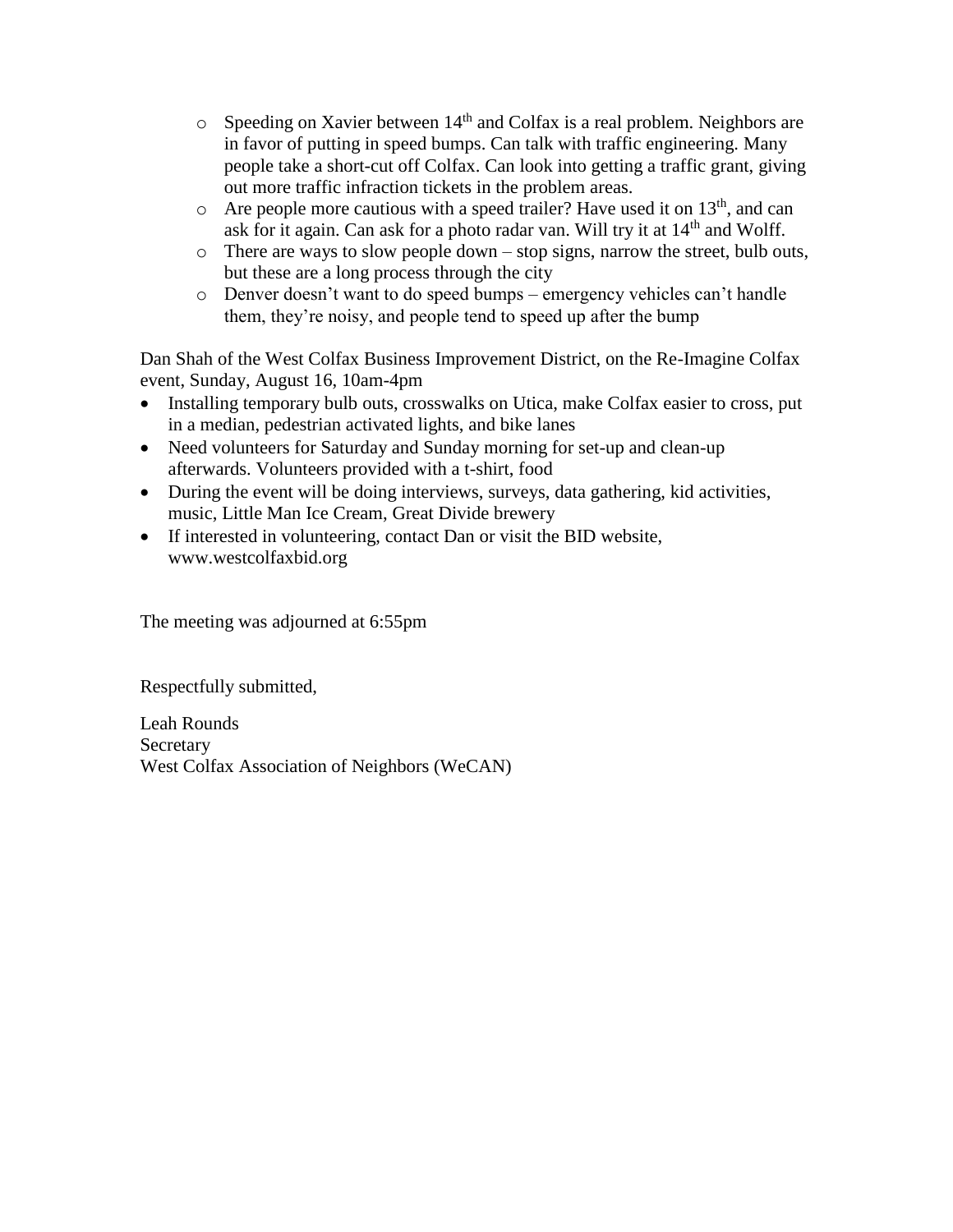- Speeding on Xavier between 14th and Colfax is a real problem. Neighbors are in favor of putting in speed bumps. Can talk with traffic engineering. Many people take a short-cut off Colfax. Can look into getting a traffic grant, giving out more traffic infraction tickets in the problem areas.
  - Are people more cautious with a speed trailer? Have used it on 13th, and can ask for it again. Can ask for a photo radar van. Will try it at 14th and Wolff.
  - There are ways to slow people down – stop signs, narrow the street, bulb outs, but these are a long process through the city
  - Denver doesn't want to do speed bumps – emergency vehicles can't handle them, they're noisy, and people tend to speed up after the bump

Dan Shah of the West Colfax Business Improvement District, on the Re-Imagine Colfax event, Sunday, August 16, 10am-4pm

- Installing temporary bulb outs, crosswalks on Utica, make Colfax easier to cross, put in a median, pedestrian activated lights, and bike lanes
- Need volunteers for Saturday and Sunday morning for set-up and clean-up afterwards. Volunteers provided with a t-shirt, food
- During the event will be doing interviews, surveys, data gathering, kid activities, music, Little Man Ice Cream, Great Divide brewery
- If interested in volunteering, contact Dan or visit the BID website, www.westcolfaxbid.org

The meeting was adjourned at 6:55pm

Respectfully submitted,

Leah Rounds
Secretary
West Colfax Association of Neighbors (WeCAN)